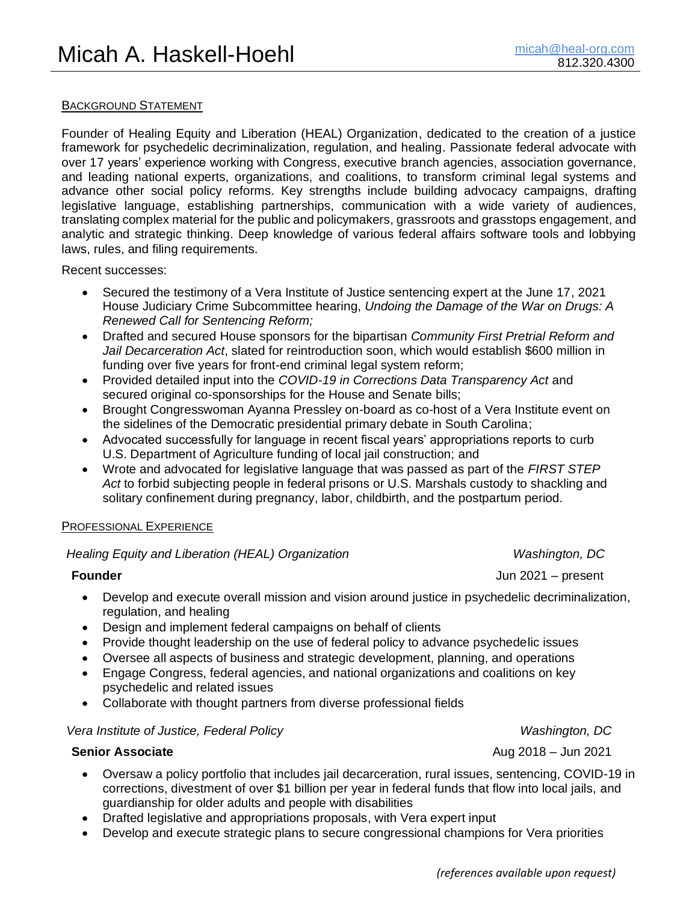# Micah A. Haskell-Hoehl

micah@heal-org.com
812.320.4300

## Background Statement

Founder of Healing Equity and Liberation (HEAL) Organization, dedicated to the creation of a justice framework for psychedelic decriminalization, regulation, and healing. Passionate federal advocate with over 17 years' experience working with Congress, executive branch agencies, association governance, and leading national experts, organizations, and coalitions, to transform criminal legal systems and advance other social policy reforms. Key strengths include building advocacy campaigns, drafting legislative language, establishing partnerships, communication with a wide variety of audiences, translating complex material for the public and policymakers, grassroots and grasstops engagement, and analytic and strategic thinking. Deep knowledge of various federal affairs software tools and lobbying laws, rules, and filing requirements.

Recent successes:

- Secured the testimony of a Vera Institute of Justice sentencing expert at the June 17, 2021 House Judiciary Crime Subcommittee hearing, *Undoing the Damage of the War on Drugs: A Renewed Call for Sentencing Reform;*
- Drafted and secured House sponsors for the bipartisan *Community First Pretrial Reform and Jail Decarceration Act*, slated for reintroduction soon, which would establish $600 million in funding over five years for front-end criminal legal system reform;
- Provided detailed input into the *COVID-19 in Corrections Data Transparency Act* and secured original co-sponsorships for the House and Senate bills;
- Brought Congresswoman Ayanna Pressley on-board as co-host of a Vera Institute event on the sidelines of the Democratic presidential primary debate in South Carolina;
- Advocated successfully for language in recent fiscal years' appropriations reports to curb U.S. Department of Agriculture funding of local jail construction; and
- Wrote and advocated for legislative language that was passed as part of the *FIRST STEP Act* to forbid subjecting people in federal prisons or U.S. Marshals custody to shackling and solitary confinement during pregnancy, labor, childbirth, and the postpartum period.

## Professional Experience

*Healing Equity and Liberation (HEAL) Organization* — *Washington, DC*

**Founder** — Jun 2021 – present

- Develop and execute overall mission and vision around justice in psychedelic decriminalization, regulation, and healing
- Design and implement federal campaigns on behalf of clients
- Provide thought leadership on the use of federal policy to advance psychedelic issues
- Oversee all aspects of business and strategic development, planning, and operations
- Engage Congress, federal agencies, and national organizations and coalitions on key psychedelic and related issues
- Collaborate with thought partners from diverse professional fields

*Vera Institute of Justice, Federal Policy* — *Washington, DC*

**Senior Associate** — Aug 2018 – Jun 2021

- Oversaw a policy portfolio that includes jail decarceration, rural issues, sentencing, COVID-19 in corrections, divestment of over $1 billion per year in federal funds that flow into local jails, and guardianship for older adults and people with disabilities
- Drafted legislative and appropriations proposals, with Vera expert input
- Develop and execute strategic plans to secure congressional champions for Vera priorities

*(references available upon request)*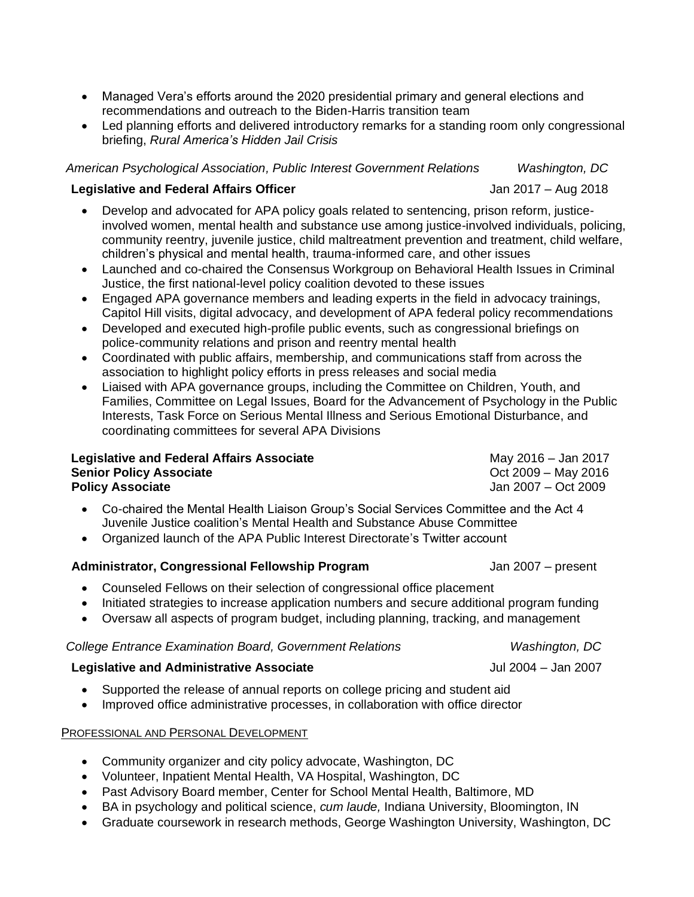- Managed Vera's efforts around the 2020 presidential primary and general elections and recommendations and outreach to the Biden-Harris transition team
- Led planning efforts and delivered introductory remarks for a standing room only congressional briefing, *Rural America's Hidden Jail Crisis*

*American Psychological Association, Public Interest Government Relations* — *Washington, DC*

**Legislative and Federal Affairs Officer** — Jan 2017 – Aug 2018

- Develop and advocated for APA policy goals related to sentencing, prison reform, justice-involved women, mental health and substance use among justice-involved individuals, policing, community reentry, juvenile justice, child maltreatment prevention and treatment, child welfare, children's physical and mental health, trauma-informed care, and other issues
- Launched and co-chaired the Consensus Workgroup on Behavioral Health Issues in Criminal Justice, the first national-level policy coalition devoted to these issues
- Engaged APA governance members and leading experts in the field in advocacy trainings, Capitol Hill visits, digital advocacy, and development of APA federal policy recommendations
- Developed and executed high-profile public events, such as congressional briefings on police-community relations and prison and reentry mental health
- Coordinated with public affairs, membership, and communications staff from across the association to highlight policy efforts in press releases and social media
- Liaised with APA governance groups, including the Committee on Children, Youth, and Families, Committee on Legal Issues, Board for the Advancement of Psychology in the Public Interests, Task Force on Serious Mental Illness and Serious Emotional Disturbance, and coordinating committees for several APA Divisions

**Legislative and Federal Affairs Associate** — May 2016 – Jan 2017
**Senior Policy Associate** — Oct 2009 – May 2016
**Policy Associate** — Jan 2007 – Oct 2009

- Co-chaired the Mental Health Liaison Group's Social Services Committee and the Act 4 Juvenile Justice coalition's Mental Health and Substance Abuse Committee
- Organized launch of the APA Public Interest Directorate's Twitter account

**Administrator, Congressional Fellowship Program** — Jan 2007 – present

- Counseled Fellows on their selection of congressional office placement
- Initiated strategies to increase application numbers and secure additional program funding
- Oversaw all aspects of program budget, including planning, tracking, and management

*College Entrance Examination Board, Government Relations* — *Washington, DC*

**Legislative and Administrative Associate** — Jul 2004 – Jan 2007

- Supported the release of annual reports on college pricing and student aid
- Improved office administrative processes, in collaboration with office director

## Professional and Personal Development

- Community organizer and city policy advocate, Washington, DC
- Volunteer, Inpatient Mental Health, VA Hospital, Washington, DC
- Past Advisory Board member, Center for School Mental Health, Baltimore, MD
- BA in psychology and political science, *cum laude,* Indiana University, Bloomington, IN
- Graduate coursework in research methods, George Washington University, Washington, DC